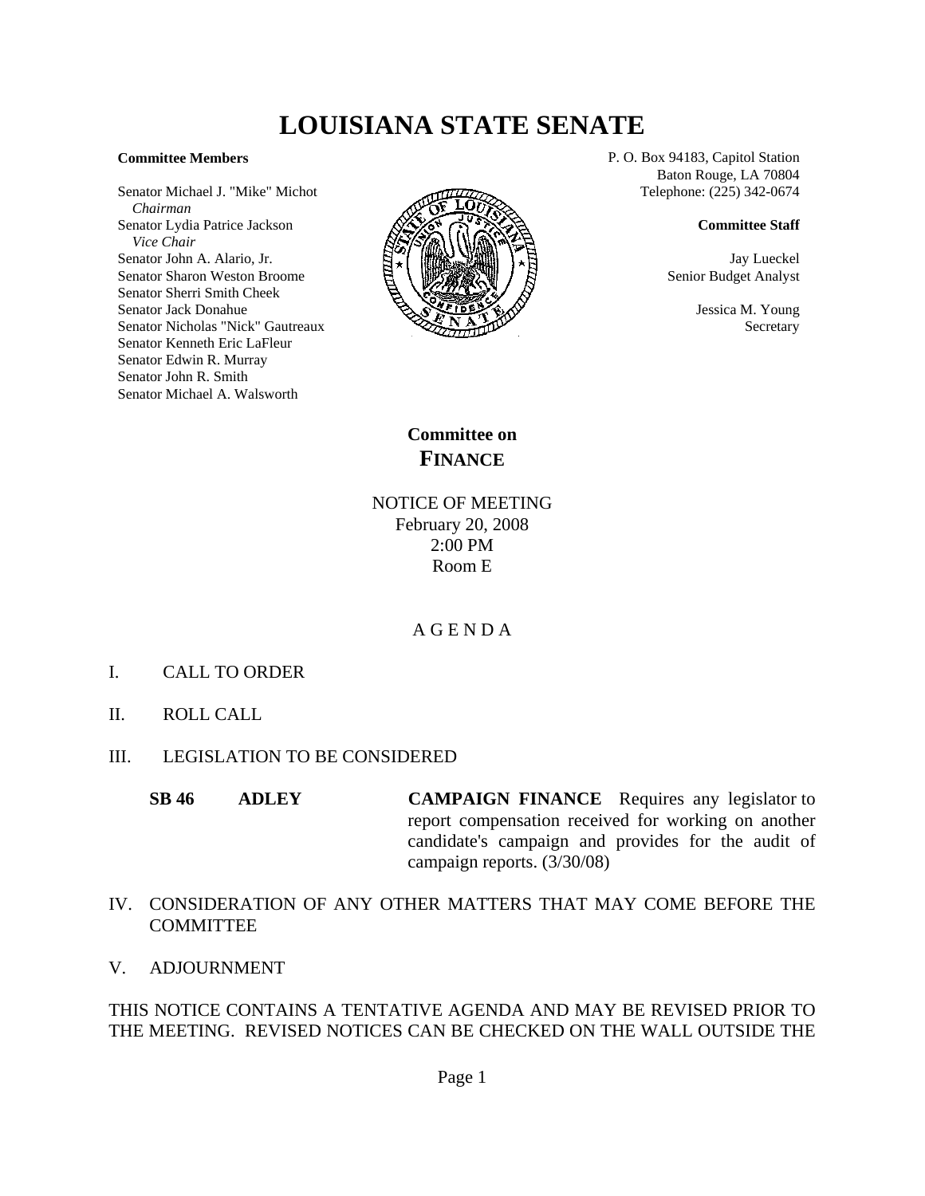# LOUISIANA STATE SENATE

**Committee Members**

Senator Michael J. "Mike" Michot
*Chairman*
Senator Lydia Patrice Jackson
*Vice Chair*
Senator John A. Alario, Jr.
Senator Sharon Weston Broome
Senator Sherri Smith Cheek
Senator Jack Donahue
Senator Nicholas "Nick" Gautreaux
Senator Kenneth Eric LaFleur
Senator Edwin R. Murray
Senator John R. Smith
Senator Michael A. Walsworth

P. O. Box 94183, Capitol Station
Baton Rouge, LA 70804
Telephone: (225) 342-0674

**Committee Staff**

Jay Lueckel
Senior Budget Analyst

Jessica M. Young
Secretary

## Committee on FINANCE

NOTICE OF MEETING
February 20, 2008
2:00 PM
Room E

A G E N D A

I. CALL TO ORDER

II. ROLL CALL

III. LEGISLATION TO BE CONSIDERED

**SB 46** **ADLEY** **CAMPAIGN FINANCE** Requires any legislator to report compensation received for working on another candidate's campaign and provides for the audit of campaign reports. (3/30/08)

IV. CONSIDERATION OF ANY OTHER MATTERS THAT MAY COME BEFORE THE COMMITTEE

V. ADJOURNMENT

THIS NOTICE CONTAINS A TENTATIVE AGENDA AND MAY BE REVISED PRIOR TO THE MEETING. REVISED NOTICES CAN BE CHECKED ON THE WALL OUTSIDE THE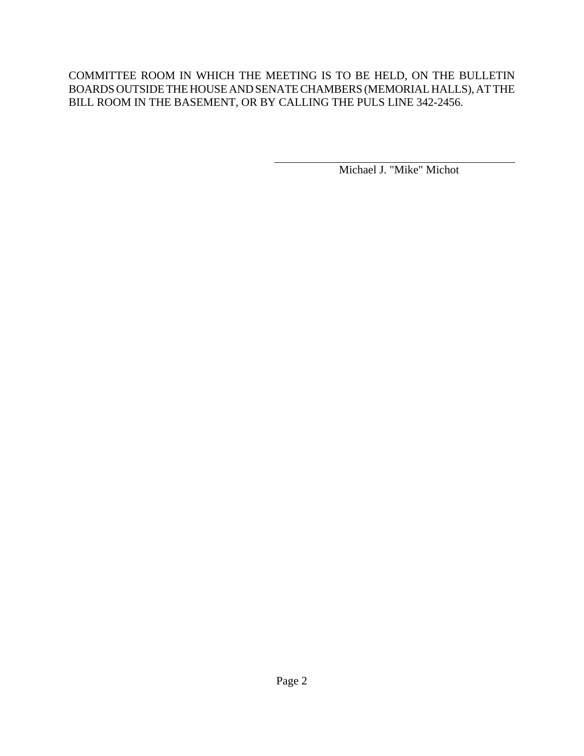COMMITTEE ROOM IN WHICH THE MEETING IS TO BE HELD, ON THE BULLETIN BOARDS OUTSIDE THE HOUSE AND SENATE CHAMBERS (MEMORIAL HALLS), AT THE BILL ROOM IN THE BASEMENT, OR BY CALLING THE PULS LINE 342-2456.

Michael J. "Mike" Michot